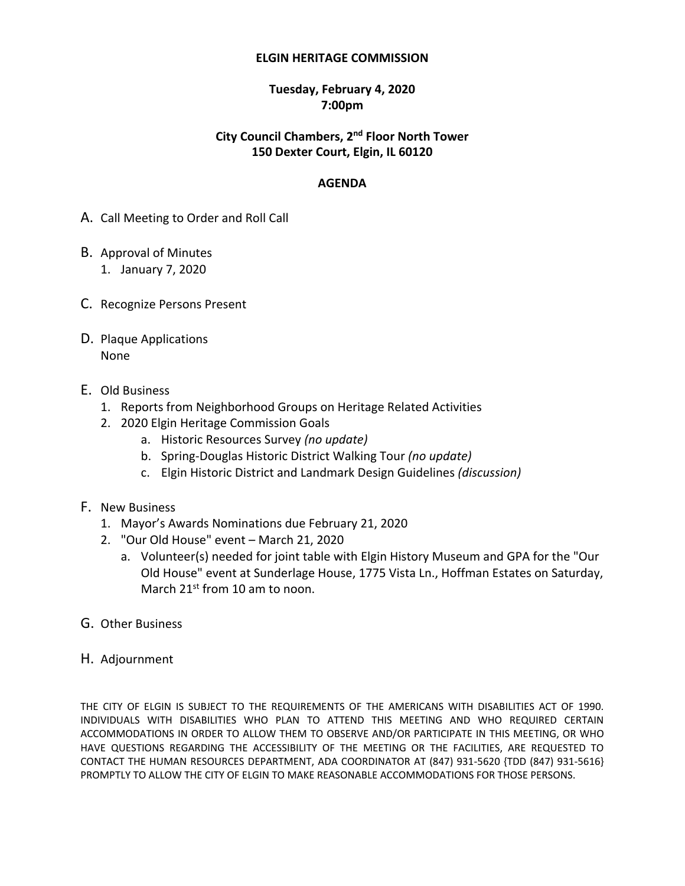**ELGIN HERITAGE COMMISSION**

**Tuesday, February 4, 2020**
**7:00pm**

**City Council Chambers, 2nd Floor North Tower**
**150 Dexter Court, Elgin, IL 60120**

**AGENDA**

A. Call Meeting to Order and Roll Call

B. Approval of Minutes
   1. January 7, 2020

C. Recognize Persons Present

D. Plaque Applications
   None

E. Old Business
   1. Reports from Neighborhood Groups on Heritage Related Activities
   2. 2020 Elgin Heritage Commission Goals
      a. Historic Resources Survey *(no update)*
      b. Spring-Douglas Historic District Walking Tour *(no update)*
      c. Elgin Historic District and Landmark Design Guidelines *(discussion)*

F. New Business
   1. Mayor's Awards Nominations due February 21, 2020
   2. "Our Old House" event – March 21, 2020
      a. Volunteer(s) needed for joint table with Elgin History Museum and GPA for the "Our Old House" event at Sunderlage House, 1775 Vista Ln., Hoffman Estates on Saturday, March 21st from 10 am to noon.

G. Other Business

H. Adjournment

THE CITY OF ELGIN IS SUBJECT TO THE REQUIREMENTS OF THE AMERICANS WITH DISABILITIES ACT OF 1990. INDIVIDUALS WITH DISABILITIES WHO PLAN TO ATTEND THIS MEETING AND WHO REQUIRED CERTAIN ACCOMMODATIONS IN ORDER TO ALLOW THEM TO OBSERVE AND/OR PARTICIPATE IN THIS MEETING, OR WHO HAVE QUESTIONS REGARDING THE ACCESSIBILITY OF THE MEETING OR THE FACILITIES, ARE REQUESTED TO CONTACT THE HUMAN RESOURCES DEPARTMENT, ADA COORDINATOR AT (847) 931-5620 {TDD (847) 931-5616} PROMPTLY TO ALLOW THE CITY OF ELGIN TO MAKE REASONABLE ACCOMMODATIONS FOR THOSE PERSONS.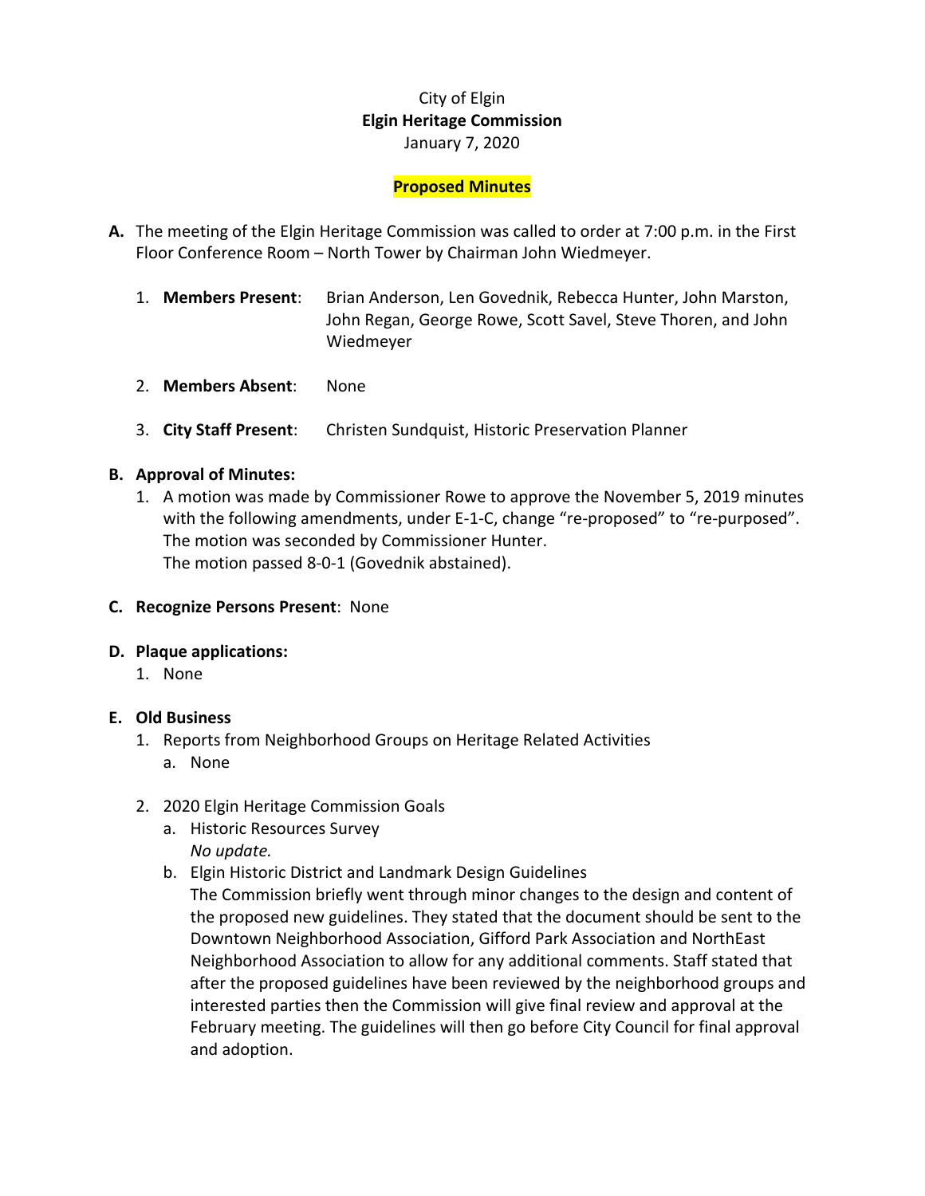City of Elgin

**Elgin Heritage Commission**

January 7, 2020

**Proposed Minutes**

**A.** The meeting of the Elgin Heritage Commission was called to order at 7:00 p.m. in the First Floor Conference Room – North Tower by Chairman John Wiedmeyer.

1. **Members Present**: Brian Anderson, Len Govednik, Rebecca Hunter, John Marston, John Regan, George Rowe, Scott Savel, Steve Thoren, and John Wiedmeyer
2. **Members Absent**: None
3. **City Staff Present**: Christen Sundquist, Historic Preservation Planner

**B. Approval of Minutes:**

1. A motion was made by Commissioner Rowe to approve the November 5, 2019 minutes with the following amendments, under E-1-C, change "re-proposed" to "re-purposed". The motion was seconded by Commissioner Hunter.
   The motion passed 8-0-1 (Govednik abstained).

**C. Recognize Persons Present**: None

**D. Plaque applications:**

1. None

**E. Old Business**

1. Reports from Neighborhood Groups on Heritage Related Activities
   a. None
2. 2020 Elgin Heritage Commission Goals
   a. Historic Resources Survey
      *No update.*
   b. Elgin Historic District and Landmark Design Guidelines
      The Commission briefly went through minor changes to the design and content of the proposed new guidelines. They stated that the document should be sent to the Downtown Neighborhood Association, Gifford Park Association and NorthEast Neighborhood Association to allow for any additional comments. Staff stated that after the proposed guidelines have been reviewed by the neighborhood groups and interested parties then the Commission will give final review and approval at the February meeting. The guidelines will then go before City Council for final approval and adoption.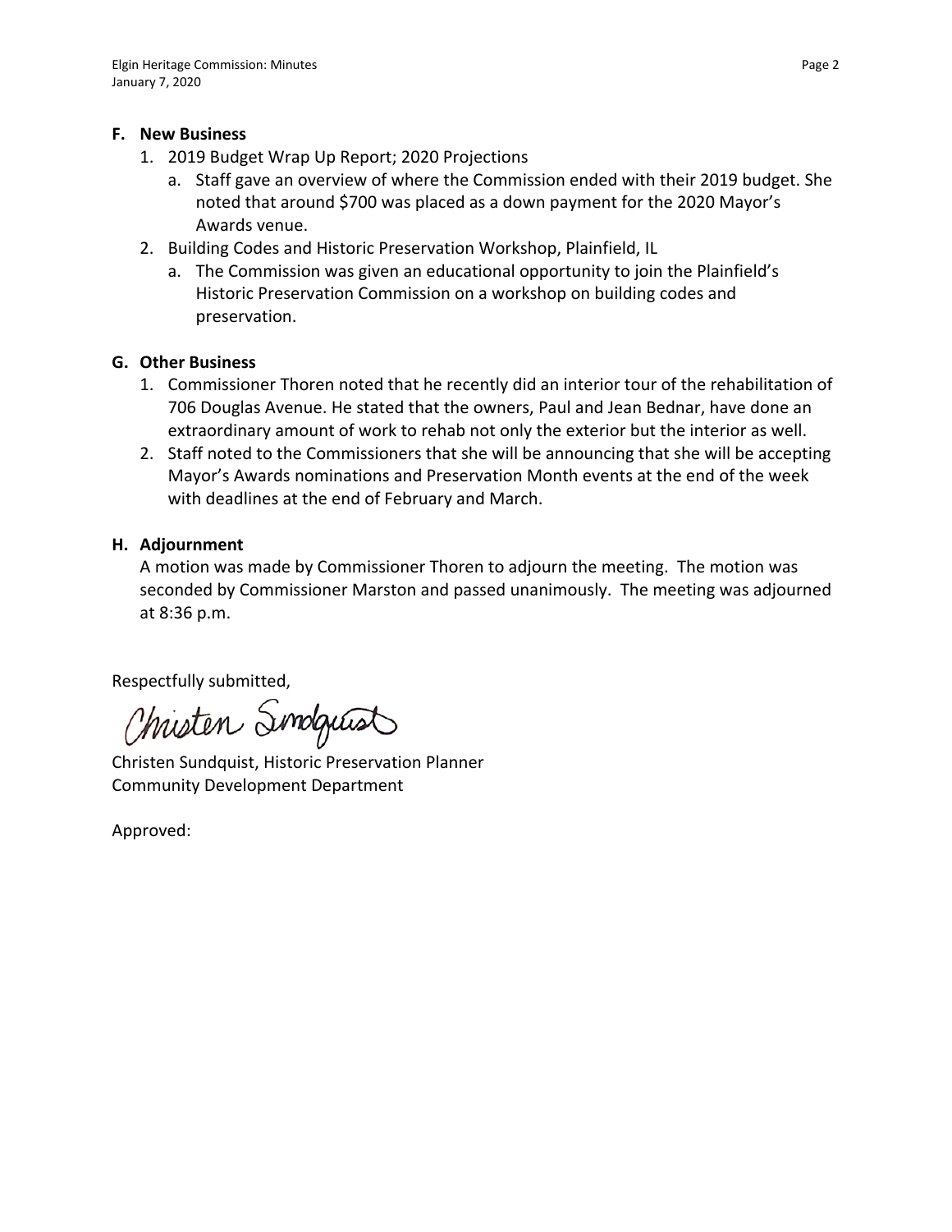**F. New Business**

1. 2019 Budget Wrap Up Report; 2020 Projections
   a. Staff gave an overview of where the Commission ended with their 2019 budget. She noted that around $700 was placed as a down payment for the 2020 Mayor's Awards venue.
2. Building Codes and Historic Preservation Workshop, Plainfield, IL
   a. The Commission was given an educational opportunity to join the Plainfield's Historic Preservation Commission on a workshop on building codes and preservation.

**G. Other Business**

1. Commissioner Thoren noted that he recently did an interior tour of the rehabilitation of 706 Douglas Avenue. He stated that the owners, Paul and Jean Bednar, have done an extraordinary amount of work to rehab not only the exterior but the interior as well.
2. Staff noted to the Commissioners that she will be announcing that she will be accepting Mayor's Awards nominations and Preservation Month events at the end of the week with deadlines at the end of February and March.

**H. Adjournment**

A motion was made by Commissioner Thoren to adjourn the meeting. The motion was seconded by Commissioner Marston and passed unanimously. The meeting was adjourned at 8:36 p.m.

Respectfully submitted,

Christen Sundquist

Christen Sundquist, Historic Preservation Planner
Community Development Department

Approved: